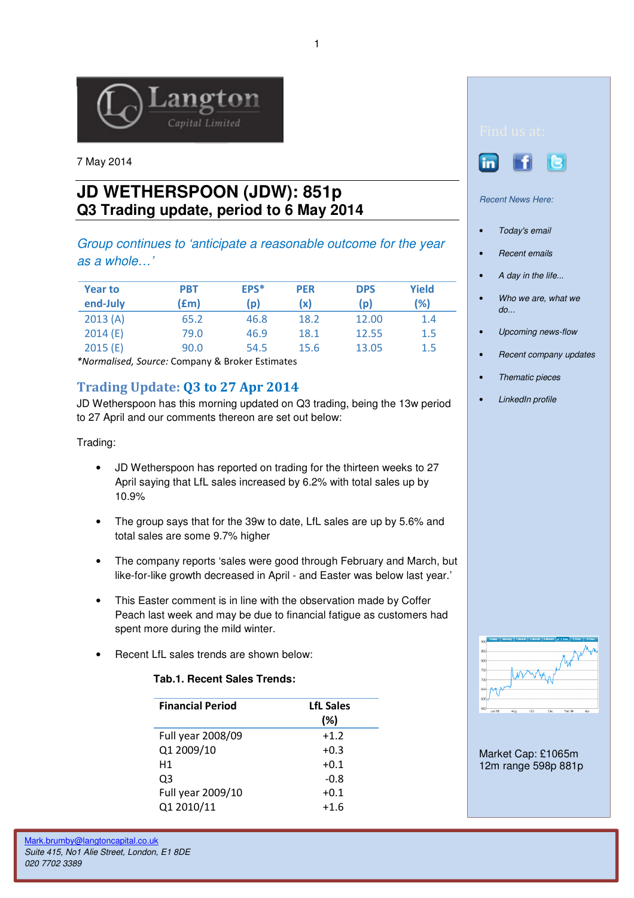Langton Capital Limited

7 May 2014

# JD WETHERSPOON (JDW): 851p
## Q3 Trading update, period to 6 May 2014

*Group continues to 'anticipate a reasonable outcome for the year as a whole…'*

| Year to end-July | PBT (£m) | EPS* (p) | PER (x) | DPS (p) | Yield (%) |
|---|---|---|---|---|---|
| 2013 (A) | 65.2 | 46.8 | 18.2 | 12.00 | 1.4 |
| 2014 (E) | 79.0 | 46.9 | 18.1 | 12.55 | 1.5 |
| 2015 (E) | 90.0 | 54.5 | 15.6 | 13.05 | 1.5 |

*Normalised, *Source:* Company & Broker Estimates

## Trading Update: Q3 to 27 Apr 2014

JD Wetherspoon has this morning updated on Q3 trading, being the 13w period to 27 April and our comments thereon are set out below:

Trading:

- JD Wetherspoon has reported on trading for the thirteen weeks to 27 April saying that LfL sales increased by 6.2% with total sales up by 10.9%
- The group says that for the 39w to date, LfL sales are up by 5.6% and total sales are some 9.7% higher
- The company reports 'sales were good through February and March, but like-for-like growth decreased in April - and Easter was below last year.'
- This Easter comment is in line with the observation made by Coffer Peach last week and may be due to financial fatigue as customers had spent more during the mild winter.
- Recent LfL sales trends are shown below:

**Tab.1. Recent Sales Trends:**

| Financial Period | LfL Sales (%) |
|---|---|
| Full year 2008/09 | +1.2 |
| Q1 2009/10 | +0.3 |
| H1 | +0.1 |
| Q3 | -0.8 |
| Full year 2009/10 | +0.1 |
| Q1 2010/11 | +1.6 |

Find us at:

*Recent News Here:*

- *Today's email*
- *Recent emails*
- *A day in the life...*
- *Who we are, what we do...*
- *Upcoming news-flow*
- *Recent company updates*
- *Thematic pieces*
- *LinkedIn profile*

Market Cap: £1065m
12m range 598p 881p

Mark.brumby@langtoncapital.co.uk
*Suite 415, No1 Alie Street, London, E1 8DE*
*020 7702 3389*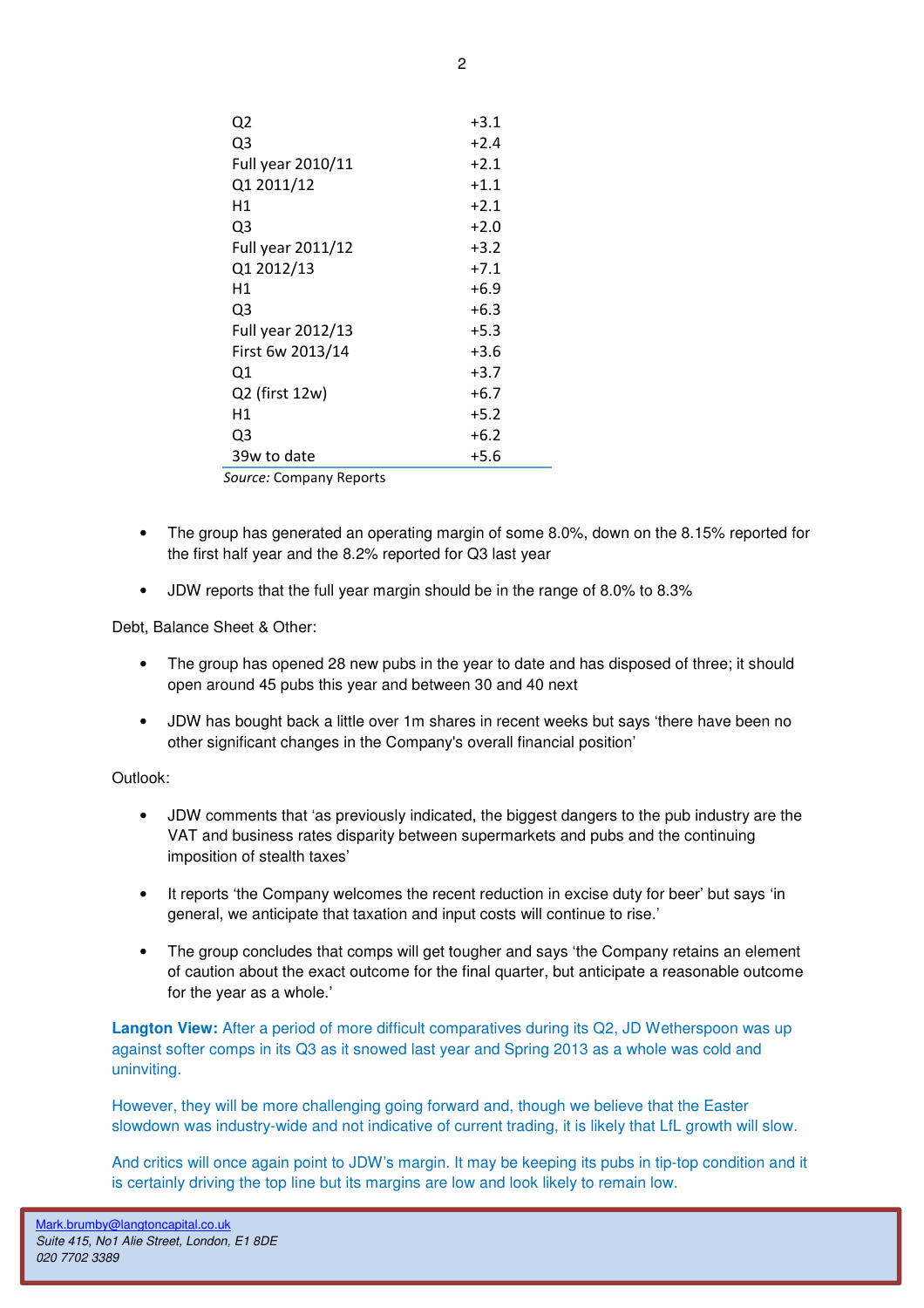| | |
|---|---|
| Q2 | +3.1 |
| Q3 | +2.4 |
| Full year 2010/11 | +2.1 |
| Q1 2011/12 | +1.1 |
| H1 | +2.1 |
| Q3 | +2.0 |
| Full year 2011/12 | +3.2 |
| Q1 2012/13 | +7.1 |
| H1 | +6.9 |
| Q3 | +6.3 |
| Full year 2012/13 | +5.3 |
| First 6w 2013/14 | +3.6 |
| Q1 | +3.7 |
| Q2 (first 12w) | +6.7 |
| H1 | +5.2 |
| Q3 | +6.2 |
| 39w to date | +5.6 |

*Source:* Company Reports

- The group has generated an operating margin of some 8.0%, down on the 8.15% reported for the first half year and the 8.2% reported for Q3 last year
- JDW reports that the full year margin should be in the range of 8.0% to 8.3%

Debt, Balance Sheet & Other:

- The group has opened 28 new pubs in the year to date and has disposed of three; it should open around 45 pubs this year and between 30 and 40 next
- JDW has bought back a little over 1m shares in recent weeks but says 'there have been no other significant changes in the Company's overall financial position'

Outlook:

- JDW comments that 'as previously indicated, the biggest dangers to the pub industry are the VAT and business rates disparity between supermarkets and pubs and the continuing imposition of stealth taxes'
- It reports 'the Company welcomes the recent reduction in excise duty for beer' but says 'in general, we anticipate that taxation and input costs will continue to rise.'
- The group concludes that comps will get tougher and says 'the Company retains an element of caution about the exact outcome for the final quarter, but anticipate a reasonable outcome for the year as a whole.'

**Langton View:** After a period of more difficult comparatives during its Q2, JD Wetherspoon was up against softer comps in its Q3 as it snowed last year and Spring 2013 as a whole was cold and uninviting.

However, they will be more challenging going forward and, though we believe that the Easter slowdown was industry-wide and not indicative of current trading, it is likely that LfL growth will slow.

And critics will once again point to JDW's margin. It may be keeping its pubs in tip-top condition and it is certainly driving the top line but its margins are low and look likely to remain low.

Mark.brumby@langtoncapital.co.uk
*Suite 415, No1 Alie Street, London, E1 8DE*
*020 7702 3389*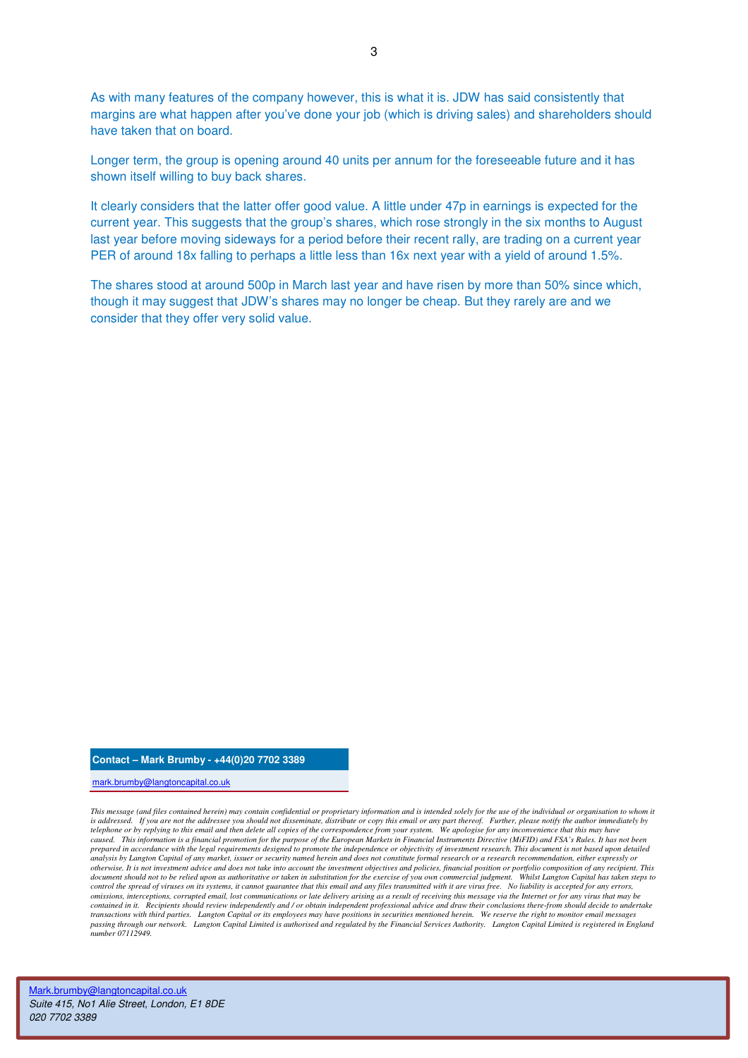As with many features of the company however, this is what it is. JDW has said consistently that margins are what happen after you've done your job (which is driving sales) and shareholders should have taken that on board.

Longer term, the group is opening around 40 units per annum for the foreseeable future and it has shown itself willing to buy back shares.

It clearly considers that the latter offer good value. A little under 47p in earnings is expected for the current year. This suggests that the group's shares, which rose strongly in the six months to August last year before moving sideways for a period before their recent rally, are trading on a current year PER of around 18x falling to perhaps a little less than 16x next year with a yield of around 1.5%.

The shares stood at around 500p in March last year and have risen by more than 50% since which, though it may suggest that JDW's shares may no longer be cheap. But they rarely are and we consider that they offer very solid value.

**Contact – Mark Brumby - +44(0)20 7702 3389**

mark.brumby@langtoncapital.co.uk

*This message (and files contained herein) may contain confidential or proprietary information and is intended solely for the use of the individual or organisation to whom it is addressed. If you are not the addressee you should not disseminate, distribute or copy this email or any part thereof. Further, please notify the author immediately by telephone or by replying to this email and then delete all copies of the correspondence from your system. We apologise for any inconvenience that this may have caused. This information is a financial promotion for the purpose of the European Markets in Financial Instruments Directive (MiFID) and FSA's Rules. It has not been prepared in accordance with the legal requirements designed to promote the independence or objectivity of investment research. This document is not based upon detailed analysis by Langton Capital of any market, issuer or security named herein and does not constitute formal research or a research recommendation, either expressly or otherwise. It is not investment advice and does not take into account the investment objectives and policies, financial position or portfolio composition of any recipient. This document should not to be relied upon as authoritative or taken in substitution for the exercise of you own commercial judgment. Whilst Langton Capital has taken steps to control the spread of viruses on its systems, it cannot guarantee that this email and any files transmitted with it are virus free. No liability is accepted for any errors, omissions, interceptions, corrupted email, lost communications or late delivery arising as a result of receiving this message via the Internet or for any virus that may be contained in it. Recipients should review independently and / or obtain independent professional advice and draw their conclusions there-from should decide to undertake transactions with third parties. Langton Capital or its employees may have positions in securities mentioned herein. We reserve the right to monitor email messages passing through our network. Langton Capital Limited is authorised and regulated by the Financial Services Authority. Langton Capital Limited is registered in England number 07112949.*

Mark.brumby@langtoncapital.co.uk
*Suite 415, No1 Alie Street, London, E1 8DE*
*020 7702 3389*